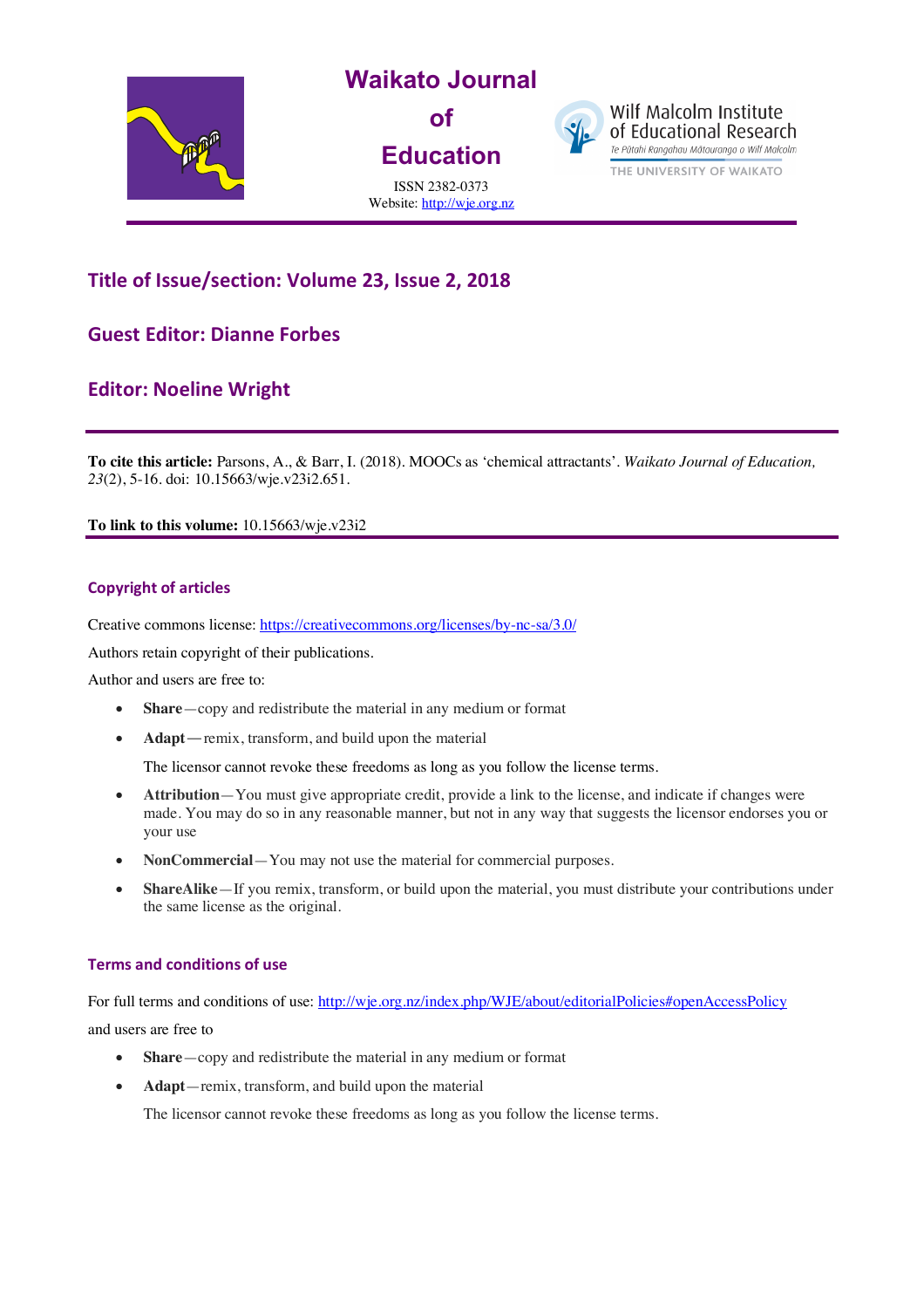# Waikato Journal of Education

ISSN 2382-0373
Website: http://wje.org.nz

Wilf Malcolm Institute of Educational Research
Te Pūtahi Rangahau Mātauranga o Wilf Malcolm
THE UNIVERSITY OF WAIKATO

## Title of Issue/section: Volume 23, Issue 2, 2018

## Guest Editor: Dianne Forbes

## Editor: Noeline Wright

**To cite this article:** Parsons, A., & Barr, I. (2018). MOOCs as 'chemical attractants'. *Waikato Journal of Education, 23*(2), 5-16. doi: 10.15663/wje.v23i2.651.

**To link to this volume:** 10.15663/wje.v23i2

### Copyright of articles

Creative commons license: https://creativecommons.org/licenses/by-nc-sa/3.0/

Authors retain copyright of their publications.

Author and users are free to:

- **Share**—copy and redistribute the material in any medium or format
- **Adapt**—remix, transform, and build upon the material

  The licensor cannot revoke these freedoms as long as you follow the license terms.

- **Attribution**—You must give appropriate credit, provide a link to the license, and indicate if changes were made. You may do so in any reasonable manner, but not in any way that suggests the licensor endorses you or your use
- **NonCommercial**—You may not use the material for commercial purposes.
- **ShareAlike**—If you remix, transform, or build upon the material, you must distribute your contributions under the same license as the original.

### Terms and conditions of use

For full terms and conditions of use: http://wje.org.nz/index.php/WJE/about/editorialPolicies#openAccessPolicy

and users are free to

- **Share**—copy and redistribute the material in any medium or format
- **Adapt**—remix, transform, and build upon the material

  The licensor cannot revoke these freedoms as long as you follow the license terms.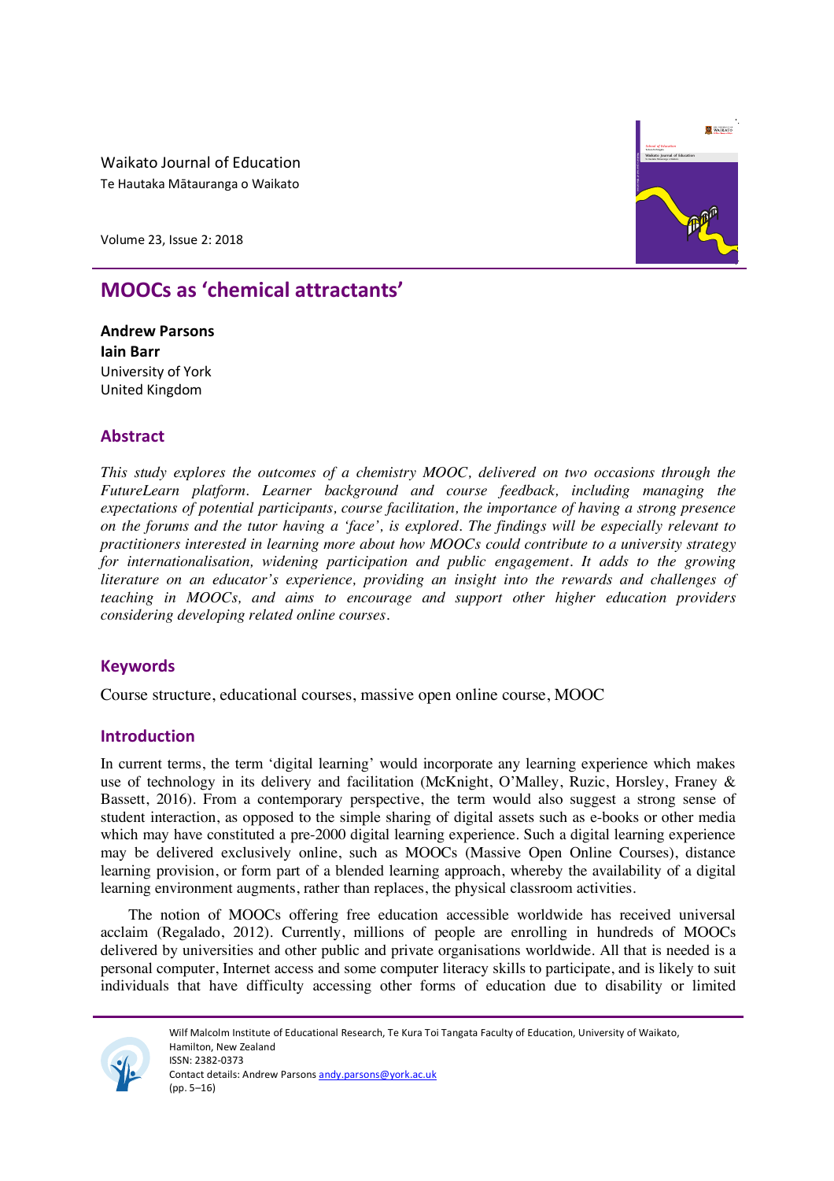Waikato Journal of Education

Te Hautaka Mātauranga o Waikato

Volume 23, Issue 2: 2018

# MOOCs as 'chemical attractants'

**Andrew Parsons**
**Iain Barr**
University of York
United Kingdom

## Abstract

*This study explores the outcomes of a chemistry MOOC, delivered on two occasions through the FutureLearn platform. Learner background and course feedback, including managing the expectations of potential participants, course facilitation, the importance of having a strong presence on the forums and the tutor having a 'face', is explored. The findings will be especially relevant to practitioners interested in learning more about how MOOCs could contribute to a university strategy for internationalisation, widening participation and public engagement. It adds to the growing literature on an educator's experience, providing an insight into the rewards and challenges of teaching in MOOCs, and aims to encourage and support other higher education providers considering developing related online courses.*

## Keywords

Course structure, educational courses, massive open online course, MOOC

## Introduction

In current terms, the term 'digital learning' would incorporate any learning experience which makes use of technology in its delivery and facilitation (McKnight, O'Malley, Ruzic, Horsley, Franey & Bassett, 2016). From a contemporary perspective, the term would also suggest a strong sense of student interaction, as opposed to the simple sharing of digital assets such as e-books or other media which may have constituted a pre-2000 digital learning experience. Such a digital learning experience may be delivered exclusively online, such as MOOCs (Massive Open Online Courses), distance learning provision, or form part of a blended learning approach, whereby the availability of a digital learning environment augments, rather than replaces, the physical classroom activities.

The notion of MOOCs offering free education accessible worldwide has received universal acclaim (Regalado, 2012). Currently, millions of people are enrolling in hundreds of MOOCs delivered by universities and other public and private organisations worldwide. All that is needed is a personal computer, Internet access and some computer literacy skills to participate, and is likely to suit individuals that have difficulty accessing other forms of education due to disability or limited

Wilf Malcolm Institute of Educational Research, Te Kura Toi Tangata Faculty of Education, University of Waikato, Hamilton, New Zealand
ISSN: 2382-0373
Contact details: Andrew Parsons andy.parsons@york.ac.uk
(pp. 5–16)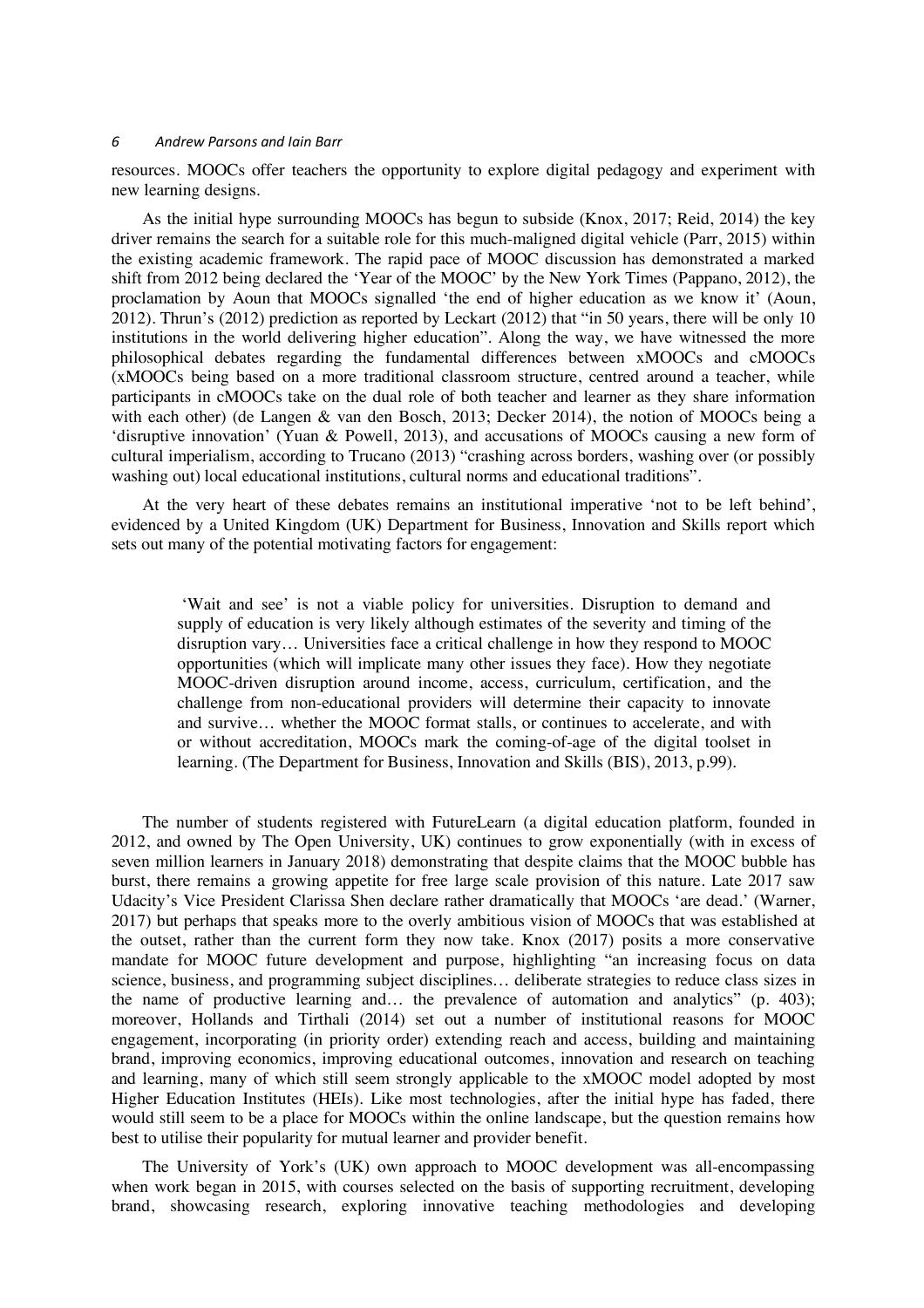resources. MOOCs offer teachers the opportunity to explore digital pedagogy and experiment with new learning designs.

As the initial hype surrounding MOOCs has begun to subside (Knox, 2017; Reid, 2014) the key driver remains the search for a suitable role for this much-maligned digital vehicle (Parr, 2015) within the existing academic framework. The rapid pace of MOOC discussion has demonstrated a marked shift from 2012 being declared the 'Year of the MOOC' by the New York Times (Pappano, 2012), the proclamation by Aoun that MOOCs signalled 'the end of higher education as we know it' (Aoun, 2012). Thrun's (2012) prediction as reported by Leckart (2012) that "in 50 years, there will be only 10 institutions in the world delivering higher education". Along the way, we have witnessed the more philosophical debates regarding the fundamental differences between xMOOCs and cMOOCs (xMOOCs being based on a more traditional classroom structure, centred around a teacher, while participants in cMOOCs take on the dual role of both teacher and learner as they share information with each other) (de Langen & van den Bosch, 2013; Decker 2014), the notion of MOOCs being a 'disruptive innovation' (Yuan & Powell, 2013), and accusations of MOOCs causing a new form of cultural imperialism, according to Trucano (2013) "crashing across borders, washing over (or possibly washing out) local educational institutions, cultural norms and educational traditions".

At the very heart of these debates remains an institutional imperative 'not to be left behind', evidenced by a United Kingdom (UK) Department for Business, Innovation and Skills report which sets out many of the potential motivating factors for engagement:

> 'Wait and see' is not a viable policy for universities. Disruption to demand and supply of education is very likely although estimates of the severity and timing of the disruption vary… Universities face a critical challenge in how they respond to MOOC opportunities (which will implicate many other issues they face). How they negotiate MOOC-driven disruption around income, access, curriculum, certification, and the challenge from non-educational providers will determine their capacity to innovate and survive… whether the MOOC format stalls, or continues to accelerate, and with or without accreditation, MOOCs mark the coming-of-age of the digital toolset in learning. (The Department for Business, Innovation and Skills (BIS), 2013, p.99).

The number of students registered with FutureLearn (a digital education platform, founded in 2012, and owned by The Open University, UK) continues to grow exponentially (with in excess of seven million learners in January 2018) demonstrating that despite claims that the MOOC bubble has burst, there remains a growing appetite for free large scale provision of this nature. Late 2017 saw Udacity's Vice President Clarissa Shen declare rather dramatically that MOOCs 'are dead.' (Warner, 2017) but perhaps that speaks more to the overly ambitious vision of MOOCs that was established at the outset, rather than the current form they now take. Knox (2017) posits a more conservative mandate for MOOC future development and purpose, highlighting "an increasing focus on data science, business, and programming subject disciplines… deliberate strategies to reduce class sizes in the name of productive learning and… the prevalence of automation and analytics" (p. 403); moreover, Hollands and Tirthali (2014) set out a number of institutional reasons for MOOC engagement, incorporating (in priority order) extending reach and access, building and maintaining brand, improving economics, improving educational outcomes, innovation and research on teaching and learning, many of which still seem strongly applicable to the xMOOC model adopted by most Higher Education Institutes (HEIs). Like most technologies, after the initial hype has faded, there would still seem to be a place for MOOCs within the online landscape, but the question remains how best to utilise their popularity for mutual learner and provider benefit.

The University of York's (UK) own approach to MOOC development was all-encompassing when work began in 2015, with courses selected on the basis of supporting recruitment, developing brand, showcasing research, exploring innovative teaching methodologies and developing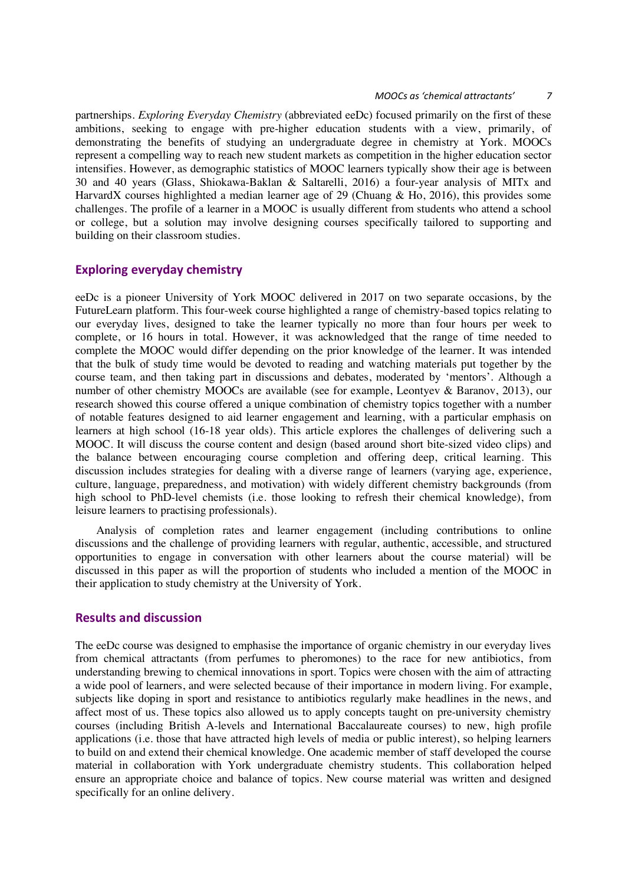partnerships. *Exploring Everyday Chemistry* (abbreviated eeDc) focused primarily on the first of these ambitions, seeking to engage with pre-higher education students with a view, primarily, of demonstrating the benefits of studying an undergraduate degree in chemistry at York. MOOCs represent a compelling way to reach new student markets as competition in the higher education sector intensifies. However, as demographic statistics of MOOC learners typically show their age is between 30 and 40 years (Glass, Shiokawa-Baklan & Saltarelli, 2016) a four-year analysis of MITx and HarvardX courses highlighted a median learner age of 29 (Chuang & Ho, 2016), this provides some challenges. The profile of a learner in a MOOC is usually different from students who attend a school or college, but a solution may involve designing courses specifically tailored to supporting and building on their classroom studies.

## Exploring everyday chemistry

eeDc is a pioneer University of York MOOC delivered in 2017 on two separate occasions, by the FutureLearn platform. This four-week course highlighted a range of chemistry-based topics relating to our everyday lives, designed to take the learner typically no more than four hours per week to complete, or 16 hours in total. However, it was acknowledged that the range of time needed to complete the MOOC would differ depending on the prior knowledge of the learner. It was intended that the bulk of study time would be devoted to reading and watching materials put together by the course team, and then taking part in discussions and debates, moderated by 'mentors'. Although a number of other chemistry MOOCs are available (see for example, Leontyev & Baranov, 2013), our research showed this course offered a unique combination of chemistry topics together with a number of notable features designed to aid learner engagement and learning, with a particular emphasis on learners at high school (16-18 year olds). This article explores the challenges of delivering such a MOOC. It will discuss the course content and design (based around short bite-sized video clips) and the balance between encouraging course completion and offering deep, critical learning. This discussion includes strategies for dealing with a diverse range of learners (varying age, experience, culture, language, preparedness, and motivation) with widely different chemistry backgrounds (from high school to PhD-level chemists (i.e. those looking to refresh their chemical knowledge), from leisure learners to practising professionals).

Analysis of completion rates and learner engagement (including contributions to online discussions and the challenge of providing learners with regular, authentic, accessible, and structured opportunities to engage in conversation with other learners about the course material) will be discussed in this paper as will the proportion of students who included a mention of the MOOC in their application to study chemistry at the University of York.

## Results and discussion

The eeDc course was designed to emphasise the importance of organic chemistry in our everyday lives from chemical attractants (from perfumes to pheromones) to the race for new antibiotics, from understanding brewing to chemical innovations in sport. Topics were chosen with the aim of attracting a wide pool of learners, and were selected because of their importance in modern living. For example, subjects like doping in sport and resistance to antibiotics regularly make headlines in the news, and affect most of us. These topics also allowed us to apply concepts taught on pre-university chemistry courses (including British A-levels and International Baccalaureate courses) to new, high profile applications (i.e. those that have attracted high levels of media or public interest), so helping learners to build on and extend their chemical knowledge. One academic member of staff developed the course material in collaboration with York undergraduate chemistry students. This collaboration helped ensure an appropriate choice and balance of topics. New course material was written and designed specifically for an online delivery.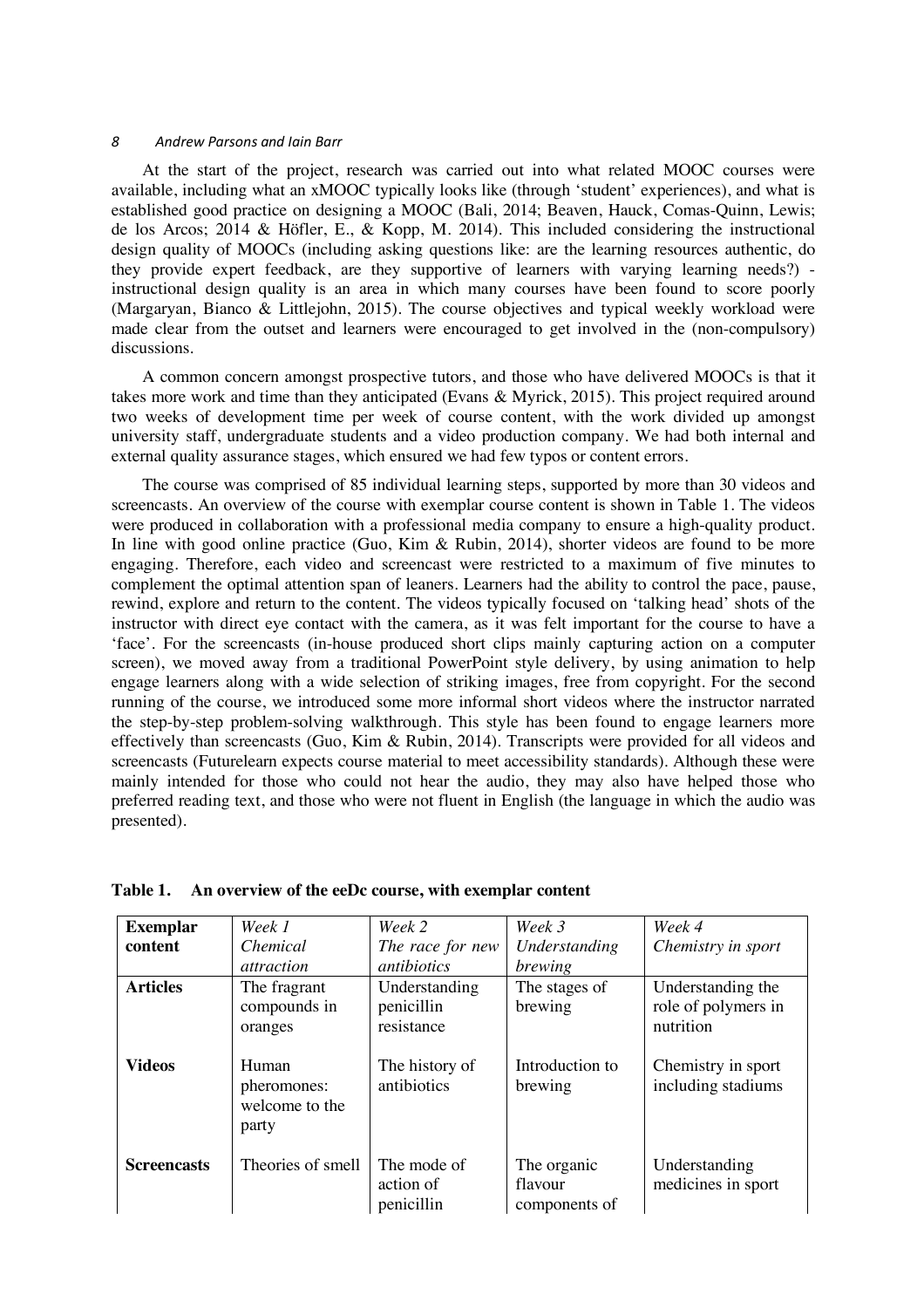At the start of the project, research was carried out into what related MOOC courses were available, including what an xMOOC typically looks like (through 'student' experiences), and what is established good practice on designing a MOOC (Bali, 2014; Beaven, Hauck, Comas-Quinn, Lewis; de los Arcos; 2014 & Höfler, E., & Kopp, M. 2014). This included considering the instructional design quality of MOOCs (including asking questions like: are the learning resources authentic, do they provide expert feedback, are they supportive of learners with varying learning needs?) - instructional design quality is an area in which many courses have been found to score poorly (Margaryan, Bianco & Littlejohn, 2015). The course objectives and typical weekly workload were made clear from the outset and learners were encouraged to get involved in the (non-compulsory) discussions.

A common concern amongst prospective tutors, and those who have delivered MOOCs is that it takes more work and time than they anticipated (Evans & Myrick, 2015). This project required around two weeks of development time per week of course content, with the work divided up amongst university staff, undergraduate students and a video production company. We had both internal and external quality assurance stages, which ensured we had few typos or content errors.

The course was comprised of 85 individual learning steps, supported by more than 30 videos and screencasts. An overview of the course with exemplar course content is shown in Table 1. The videos were produced in collaboration with a professional media company to ensure a high-quality product. In line with good online practice (Guo, Kim & Rubin, 2014), shorter videos are found to be more engaging. Therefore, each video and screencast were restricted to a maximum of five minutes to complement the optimal attention span of leaners. Learners had the ability to control the pace, pause, rewind, explore and return to the content. The videos typically focused on 'talking head' shots of the instructor with direct eye contact with the camera, as it was felt important for the course to have a 'face'. For the screencasts (in-house produced short clips mainly capturing action on a computer screen), we moved away from a traditional PowerPoint style delivery, by using animation to help engage learners along with a wide selection of striking images, free from copyright. For the second running of the course, we introduced some more informal short videos where the instructor narrated the step-by-step problem-solving walkthrough. This style has been found to engage learners more effectively than screencasts (Guo, Kim & Rubin, 2014). Transcripts were provided for all videos and screencasts (Futurelearn expects course material to meet accessibility standards). Although these were mainly intended for those who could not hear the audio, they may also have helped those who preferred reading text, and those who were not fluent in English (the language in which the audio was presented).

**Table 1. An overview of the eeDc course, with exemplar content**

| **Exemplar content** | *Week 1 Chemical attraction* | *Week 2 The race for new antibiotics* | *Week 3 Understanding brewing* | *Week 4 Chemistry in sport* |
|---|---|---|---|---|
| **Articles** | The fragrant compounds in oranges | Understanding penicillin resistance | The stages of brewing | Understanding the role of polymers in nutrition |
| **Videos** | Human pheromones: welcome to the party | The history of antibiotics | Introduction to brewing | Chemistry in sport including stadiums |
| **Screencasts** | Theories of smell | The mode of action of penicillin | The organic flavour components of | Understanding medicines in sport |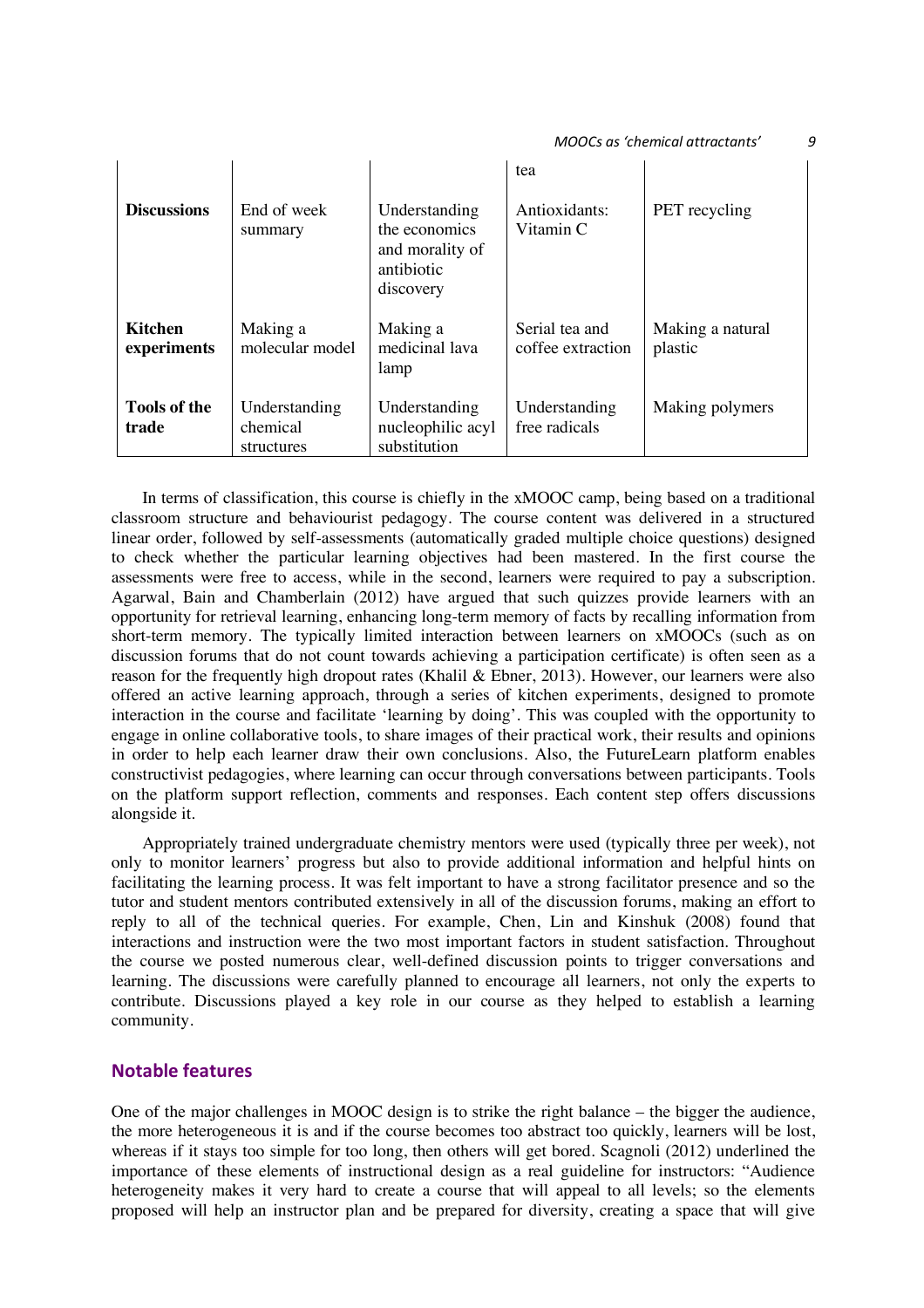| | | | tea | |
|---|---|---|---|---|
| **Discussions** | End of week summary | Understanding the economics and morality of antibiotic discovery | Antioxidants: Vitamin C | PET recycling |
| **Kitchen experiments** | Making a molecular model | Making a medicinal lava lamp | Serial tea and coffee extraction | Making a natural plastic |
| **Tools of the trade** | Understanding chemical structures | Understanding nucleophilic acyl substitution | Understanding free radicals | Making polymers |

In terms of classification, this course is chiefly in the xMOOC camp, being based on a traditional classroom structure and behaviourist pedagogy. The course content was delivered in a structured linear order, followed by self-assessments (automatically graded multiple choice questions) designed to check whether the particular learning objectives had been mastered. In the first course the assessments were free to access, while in the second, learners were required to pay a subscription. Agarwal, Bain and Chamberlain (2012) have argued that such quizzes provide learners with an opportunity for retrieval learning, enhancing long-term memory of facts by recalling information from short-term memory. The typically limited interaction between learners on xMOOCs (such as on discussion forums that do not count towards achieving a participation certificate) is often seen as a reason for the frequently high dropout rates (Khalil & Ebner, 2013). However, our learners were also offered an active learning approach, through a series of kitchen experiments, designed to promote interaction in the course and facilitate 'learning by doing'. This was coupled with the opportunity to engage in online collaborative tools, to share images of their practical work, their results and opinions in order to help each learner draw their own conclusions. Also, the FutureLearn platform enables constructivist pedagogies, where learning can occur through conversations between participants. Tools on the platform support reflection, comments and responses. Each content step offers discussions alongside it.

Appropriately trained undergraduate chemistry mentors were used (typically three per week), not only to monitor learners' progress but also to provide additional information and helpful hints on facilitating the learning process. It was felt important to have a strong facilitator presence and so the tutor and student mentors contributed extensively in all of the discussion forums, making an effort to reply to all of the technical queries. For example, Chen, Lin and Kinshuk (2008) found that interactions and instruction were the two most important factors in student satisfaction. Throughout the course we posted numerous clear, well-defined discussion points to trigger conversations and learning. The discussions were carefully planned to encourage all learners, not only the experts to contribute. Discussions played a key role in our course as they helped to establish a learning community.

## Notable features

One of the major challenges in MOOC design is to strike the right balance – the bigger the audience, the more heterogeneous it is and if the course becomes too abstract too quickly, learners will be lost, whereas if it stays too simple for too long, then others will get bored. Scagnoli (2012) underlined the importance of these elements of instructional design as a real guideline for instructors: "Audience heterogeneity makes it very hard to create a course that will appeal to all levels; so the elements proposed will help an instructor plan and be prepared for diversity, creating a space that will give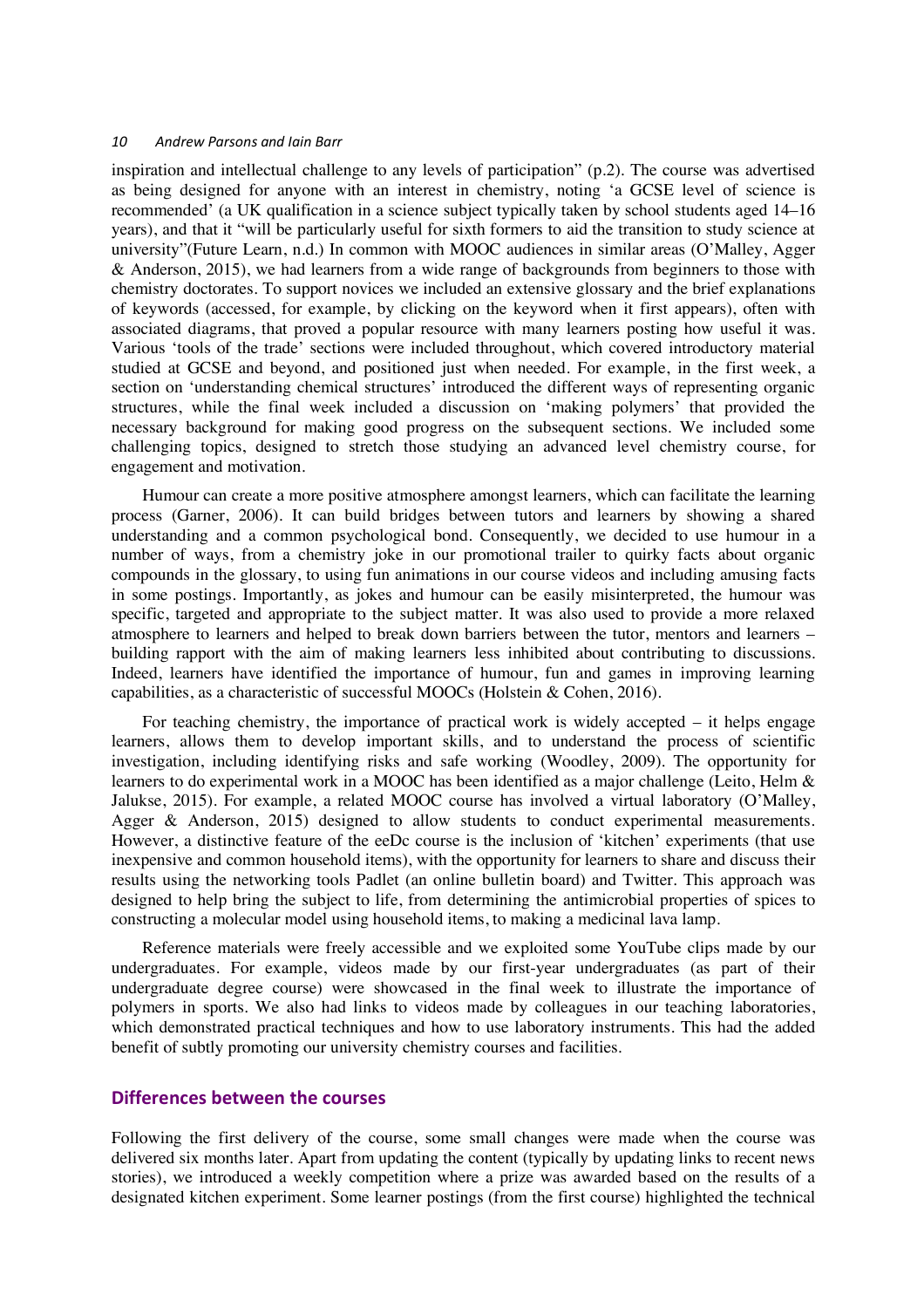inspiration and intellectual challenge to any levels of participation" (p.2). The course was advertised as being designed for anyone with an interest in chemistry, noting 'a GCSE level of science is recommended' (a UK qualification in a science subject typically taken by school students aged 14–16 years), and that it "will be particularly useful for sixth formers to aid the transition to study science at university"(Future Learn, n.d.) In common with MOOC audiences in similar areas (O'Malley, Agger & Anderson, 2015), we had learners from a wide range of backgrounds from beginners to those with chemistry doctorates. To support novices we included an extensive glossary and the brief explanations of keywords (accessed, for example, by clicking on the keyword when it first appears), often with associated diagrams, that proved a popular resource with many learners posting how useful it was. Various 'tools of the trade' sections were included throughout, which covered introductory material studied at GCSE and beyond, and positioned just when needed. For example, in the first week, a section on 'understanding chemical structures' introduced the different ways of representing organic structures, while the final week included a discussion on 'making polymers' that provided the necessary background for making good progress on the subsequent sections. We included some challenging topics, designed to stretch those studying an advanced level chemistry course, for engagement and motivation.

Humour can create a more positive atmosphere amongst learners, which can facilitate the learning process (Garner, 2006). It can build bridges between tutors and learners by showing a shared understanding and a common psychological bond. Consequently, we decided to use humour in a number of ways, from a chemistry joke in our promotional trailer to quirky facts about organic compounds in the glossary, to using fun animations in our course videos and including amusing facts in some postings. Importantly, as jokes and humour can be easily misinterpreted, the humour was specific, targeted and appropriate to the subject matter. It was also used to provide a more relaxed atmosphere to learners and helped to break down barriers between the tutor, mentors and learners – building rapport with the aim of making learners less inhibited about contributing to discussions. Indeed, learners have identified the importance of humour, fun and games in improving learning capabilities, as a characteristic of successful MOOCs (Holstein & Cohen, 2016).

For teaching chemistry, the importance of practical work is widely accepted – it helps engage learners, allows them to develop important skills, and to understand the process of scientific investigation, including identifying risks and safe working (Woodley, 2009). The opportunity for learners to do experimental work in a MOOC has been identified as a major challenge (Leito, Helm & Jalukse, 2015). For example, a related MOOC course has involved a virtual laboratory (O'Malley, Agger & Anderson, 2015) designed to allow students to conduct experimental measurements. However, a distinctive feature of the eeDc course is the inclusion of 'kitchen' experiments (that use inexpensive and common household items), with the opportunity for learners to share and discuss their results using the networking tools Padlet (an online bulletin board) and Twitter. This approach was designed to help bring the subject to life, from determining the antimicrobial properties of spices to constructing a molecular model using household items, to making a medicinal lava lamp.

Reference materials were freely accessible and we exploited some YouTube clips made by our undergraduates. For example, videos made by our first-year undergraduates (as part of their undergraduate degree course) were showcased in the final week to illustrate the importance of polymers in sports. We also had links to videos made by colleagues in our teaching laboratories, which demonstrated practical techniques and how to use laboratory instruments. This had the added benefit of subtly promoting our university chemistry courses and facilities.

## Differences between the courses

Following the first delivery of the course, some small changes were made when the course was delivered six months later. Apart from updating the content (typically by updating links to recent news stories), we introduced a weekly competition where a prize was awarded based on the results of a designated kitchen experiment. Some learner postings (from the first course) highlighted the technical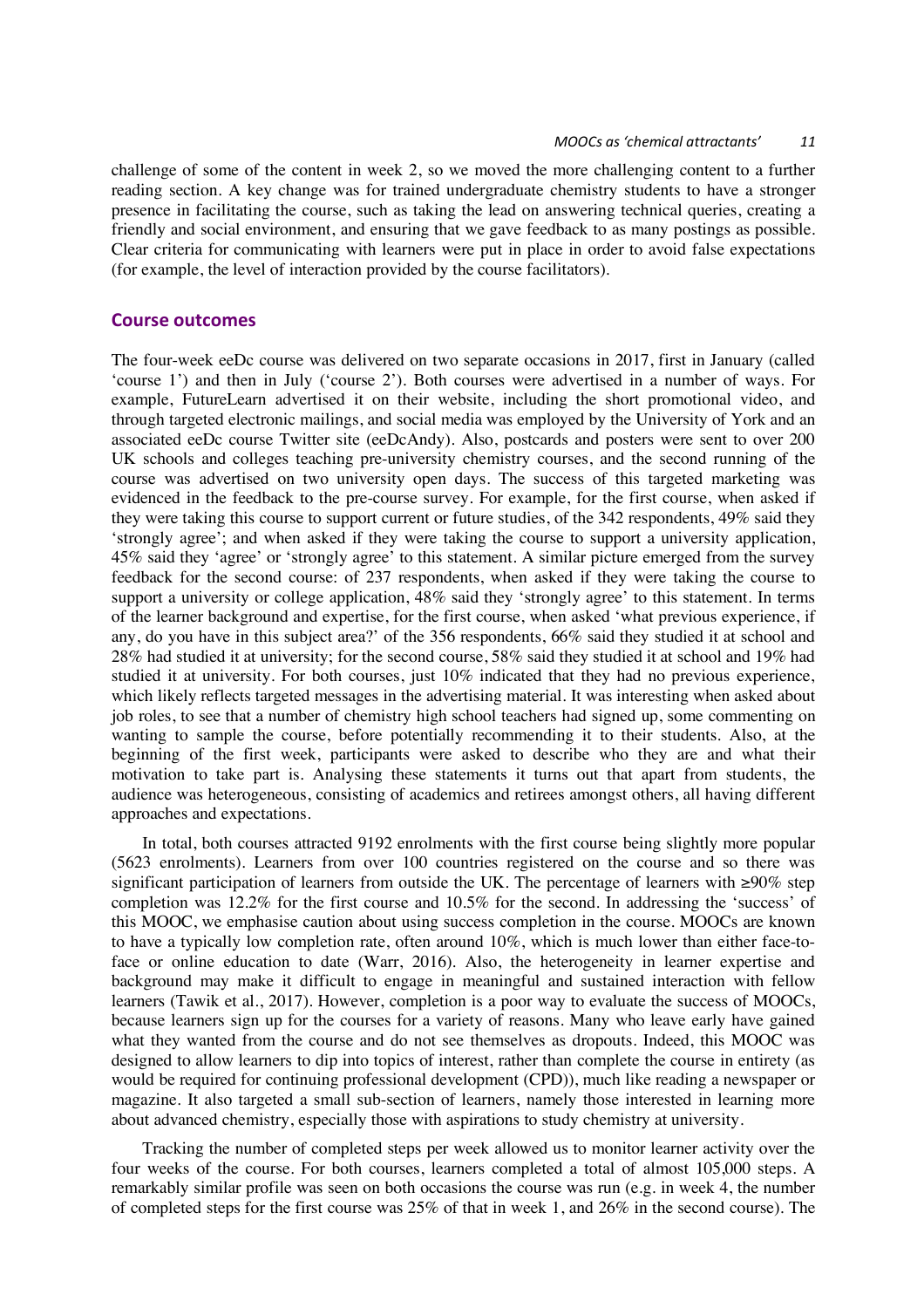challenge of some of the content in week 2, so we moved the more challenging content to a further reading section. A key change was for trained undergraduate chemistry students to have a stronger presence in facilitating the course, such as taking the lead on answering technical queries, creating a friendly and social environment, and ensuring that we gave feedback to as many postings as possible. Clear criteria for communicating with learners were put in place in order to avoid false expectations (for example, the level of interaction provided by the course facilitators).

## Course outcomes

The four-week eeDc course was delivered on two separate occasions in 2017, first in January (called 'course 1') and then in July ('course 2'). Both courses were advertised in a number of ways. For example, FutureLearn advertised it on their website, including the short promotional video, and through targeted electronic mailings, and social media was employed by the University of York and an associated eeDc course Twitter site (eeDcAndy). Also, postcards and posters were sent to over 200 UK schools and colleges teaching pre-university chemistry courses, and the second running of the course was advertised on two university open days. The success of this targeted marketing was evidenced in the feedback to the pre-course survey. For example, for the first course, when asked if they were taking this course to support current or future studies, of the 342 respondents, 49% said they 'strongly agree'; and when asked if they were taking the course to support a university application, 45% said they 'agree' or 'strongly agree' to this statement. A similar picture emerged from the survey feedback for the second course: of 237 respondents, when asked if they were taking the course to support a university or college application, 48% said they 'strongly agree' to this statement. In terms of the learner background and expertise, for the first course, when asked 'what previous experience, if any, do you have in this subject area?' of the 356 respondents, 66% said they studied it at school and 28% had studied it at university; for the second course, 58% said they studied it at school and 19% had studied it at university. For both courses, just 10% indicated that they had no previous experience, which likely reflects targeted messages in the advertising material. It was interesting when asked about job roles, to see that a number of chemistry high school teachers had signed up, some commenting on wanting to sample the course, before potentially recommending it to their students. Also, at the beginning of the first week, participants were asked to describe who they are and what their motivation to take part is. Analysing these statements it turns out that apart from students, the audience was heterogeneous, consisting of academics and retirees amongst others, all having different approaches and expectations.

In total, both courses attracted 9192 enrolments with the first course being slightly more popular (5623 enrolments). Learners from over 100 countries registered on the course and so there was significant participation of learners from outside the UK. The percentage of learners with ≥90% step completion was 12.2% for the first course and 10.5% for the second. In addressing the 'success' of this MOOC, we emphasise caution about using success completion in the course. MOOCs are known to have a typically low completion rate, often around 10%, which is much lower than either face-to-face or online education to date (Warr, 2016). Also, the heterogeneity in learner expertise and background may make it difficult to engage in meaningful and sustained interaction with fellow learners (Tawik et al., 2017). However, completion is a poor way to evaluate the success of MOOCs, because learners sign up for the courses for a variety of reasons. Many who leave early have gained what they wanted from the course and do not see themselves as dropouts. Indeed, this MOOC was designed to allow learners to dip into topics of interest, rather than complete the course in entirety (as would be required for continuing professional development (CPD)), much like reading a newspaper or magazine. It also targeted a small sub-section of learners, namely those interested in learning more about advanced chemistry, especially those with aspirations to study chemistry at university.

Tracking the number of completed steps per week allowed us to monitor learner activity over the four weeks of the course. For both courses, learners completed a total of almost 105,000 steps. A remarkably similar profile was seen on both occasions the course was run (e.g. in week 4, the number of completed steps for the first course was 25% of that in week 1, and 26% in the second course). The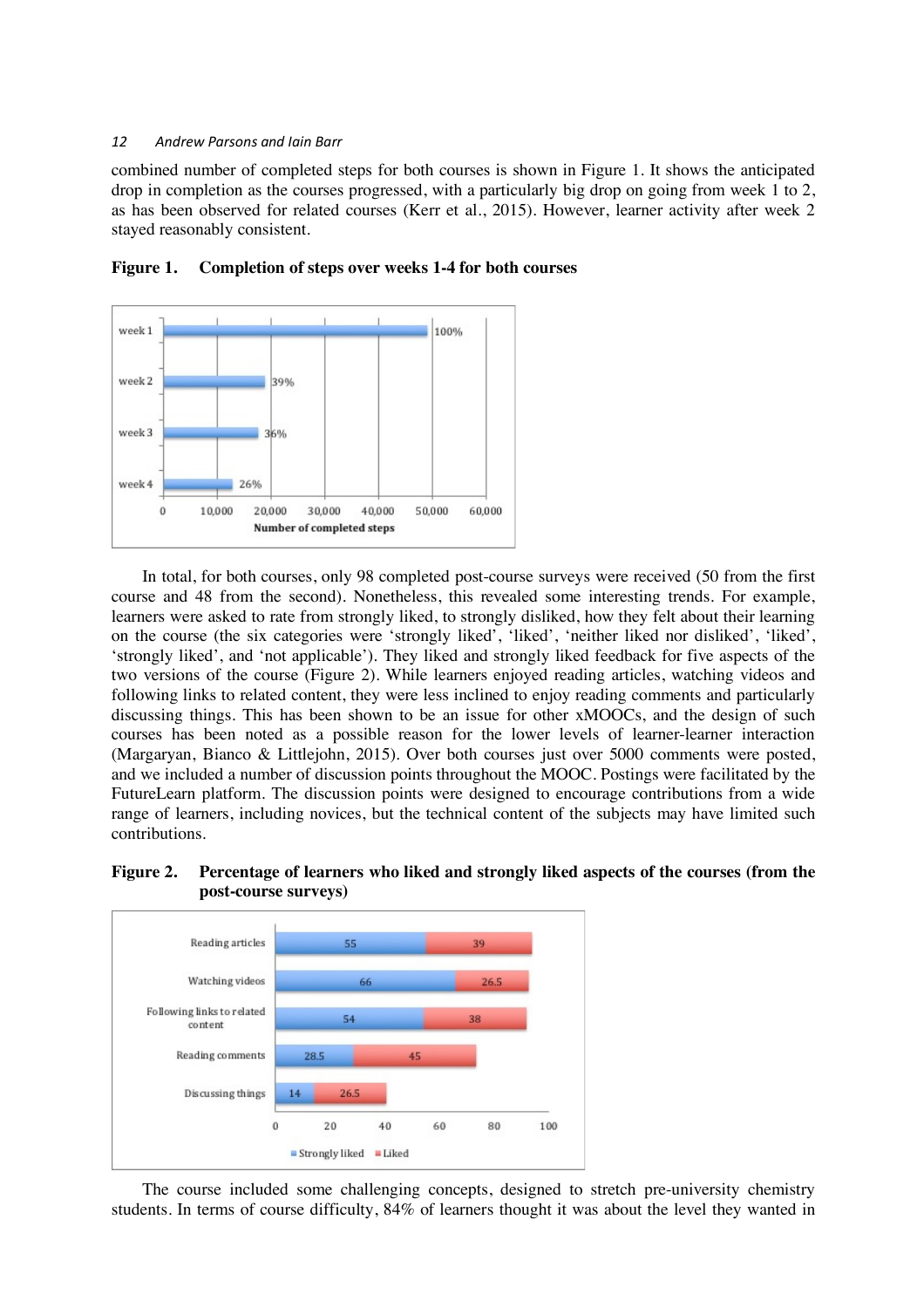combined number of completed steps for both courses is shown in Figure 1. It shows the anticipated drop in completion as the courses progressed, with a particularly big drop on going from week 1 to 2, as has been observed for related courses (Kerr et al., 2015). However, learner activity after week 2 stayed reasonably consistent.

**Figure 1. Completion of steps over weeks 1-4 for both courses**

| Week | Completion |
|---|---|
| week 1 | 100% |
| week 2 | 39% |
| week 3 | 36% |
| week 4 | 26% |

In total, for both courses, only 98 completed post-course surveys were received (50 from the first course and 48 from the second). Nonetheless, this revealed some interesting trends. For example, learners were asked to rate from strongly liked, to strongly disliked, how they felt about their learning on the course (the six categories were 'strongly liked', 'liked', 'neither liked nor disliked', 'liked', 'strongly liked', and 'not applicable'). They liked and strongly liked feedback for five aspects of the two versions of the course (Figure 2). While learners enjoyed reading articles, watching videos and following links to related content, they were less inclined to enjoy reading comments and particularly discussing things. This has been shown to be an issue for other xMOOCs, and the design of such courses has been noted as a possible reason for the lower levels of learner-learner interaction (Margaryan, Bianco & Littlejohn, 2015). Over both courses just over 5000 comments were posted, and we included a number of discussion points throughout the MOOC. Postings were facilitated by the FutureLearn platform. The discussion points were designed to encourage contributions from a wide range of learners, including novices, but the technical content of the subjects may have limited such contributions.

**Figure 2. Percentage of learners who liked and strongly liked aspects of the courses (from the post-course surveys)**

| Aspect | Strongly liked | Liked |
|---|---|---|
| Reading articles | 55 | 39 |
| Watching videos | 66 | 26.5 |
| Following links to related content | 54 | 38 |
| Reading comments | 28.5 | 45 |
| Discussing things | 14 | 26.5 |

The course included some challenging concepts, designed to stretch pre-university chemistry students. In terms of course difficulty, 84% of learners thought it was about the level they wanted in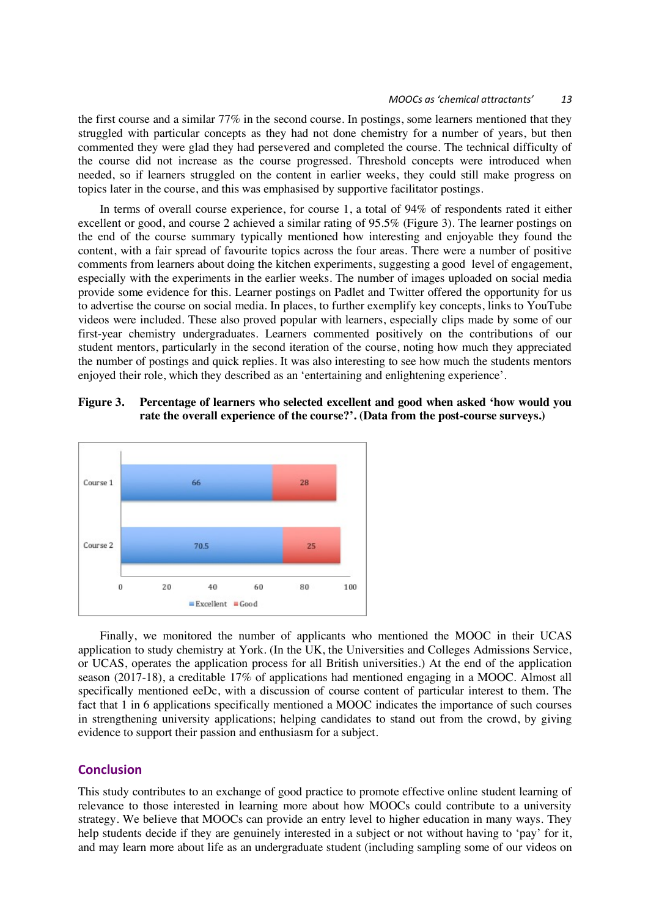the first course and a similar 77% in the second course. In postings, some learners mentioned that they struggled with particular concepts as they had not done chemistry for a number of years, but then commented they were glad they had persevered and completed the course. The technical difficulty of the course did not increase as the course progressed. Threshold concepts were introduced when needed, so if learners struggled on the content in earlier weeks, they could still make progress on topics later in the course, and this was emphasised by supportive facilitator postings.

In terms of overall course experience, for course 1, a total of 94% of respondents rated it either excellent or good, and course 2 achieved a similar rating of 95.5% (Figure 3). The learner postings on the end of the course summary typically mentioned how interesting and enjoyable they found the content, with a fair spread of favourite topics across the four areas. There were a number of positive comments from learners about doing the kitchen experiments, suggesting a good level of engagement, especially with the experiments in the earlier weeks. The number of images uploaded on social media provide some evidence for this. Learner postings on Padlet and Twitter offered the opportunity for us to advertise the course on social media. In places, to further exemplify key concepts, links to YouTube videos were included. These also proved popular with learners, especially clips made by some of our first-year chemistry undergraduates. Learners commented positively on the contributions of our student mentors, particularly in the second iteration of the course, noting how much they appreciated the number of postings and quick replies. It was also interesting to see how much the students mentors enjoyed their role, which they described as an 'entertaining and enlightening experience'.

**Figure 3. Percentage of learners who selected excellent and good when asked 'how would you rate the overall experience of the course?'. (Data from the post-course surveys.)**

| | Excellent | Good |
|---|---|---|
| Course 1 | 66 | 28 |
| Course 2 | 70.5 | 25 |

Finally, we monitored the number of applicants who mentioned the MOOC in their UCAS application to study chemistry at York. (In the UK, the Universities and Colleges Admissions Service, or UCAS, operates the application process for all British universities.) At the end of the application season (2017-18), a creditable 17% of applications had mentioned engaging in a MOOC. Almost all specifically mentioned eeDc, with a discussion of course content of particular interest to them. The fact that 1 in 6 applications specifically mentioned a MOOC indicates the importance of such courses in strengthening university applications; helping candidates to stand out from the crowd, by giving evidence to support their passion and enthusiasm for a subject.

## Conclusion

This study contributes to an exchange of good practice to promote effective online student learning of relevance to those interested in learning more about how MOOCs could contribute to a university strategy. We believe that MOOCs can provide an entry level to higher education in many ways. They help students decide if they are genuinely interested in a subject or not without having to 'pay' for it, and may learn more about life as an undergraduate student (including sampling some of our videos on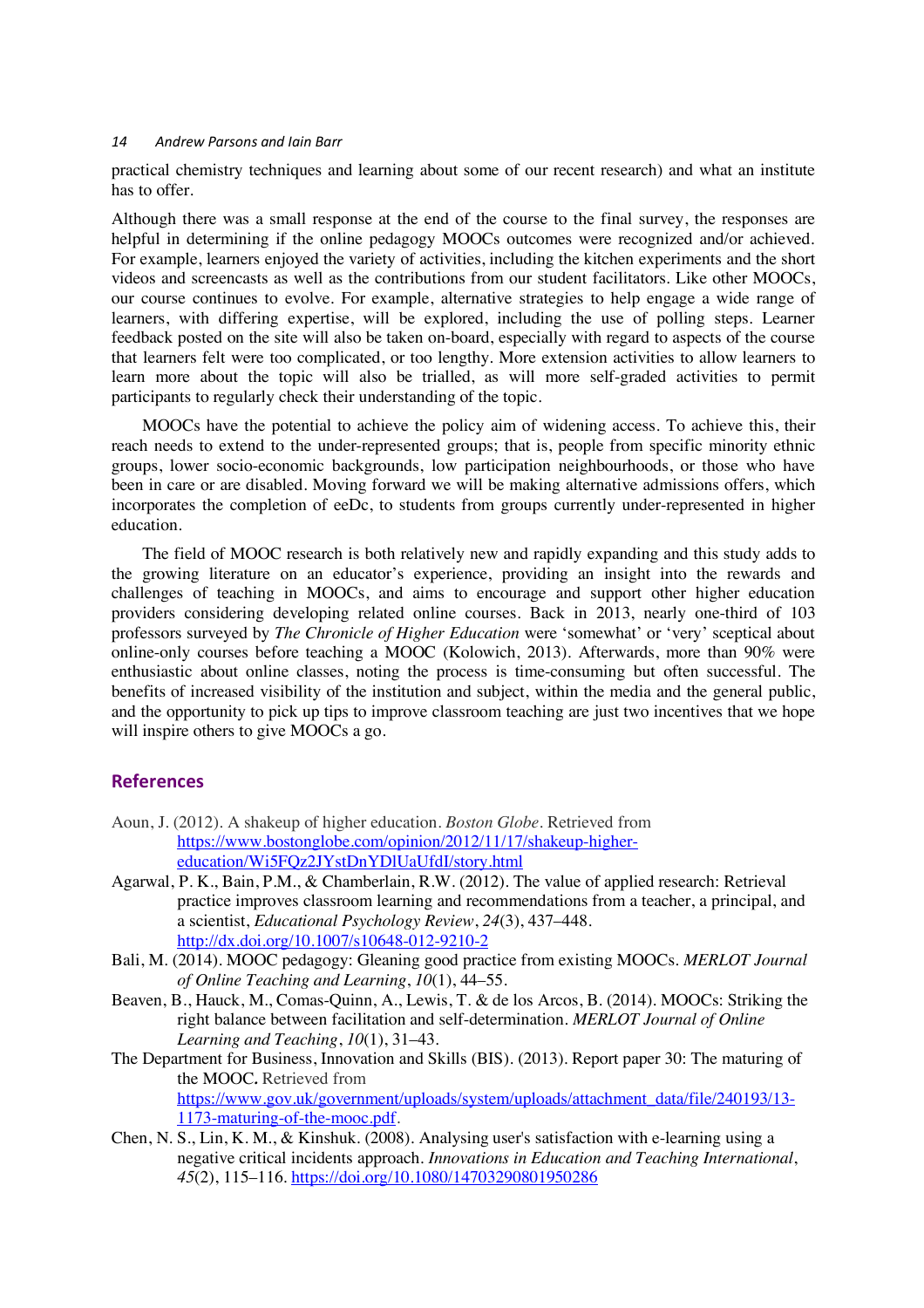practical chemistry techniques and learning about some of our recent research) and what an institute has to offer.

Although there was a small response at the end of the course to the final survey, the responses are helpful in determining if the online pedagogy MOOCs outcomes were recognized and/or achieved. For example, learners enjoyed the variety of activities, including the kitchen experiments and the short videos and screencasts as well as the contributions from our student facilitators. Like other MOOCs, our course continues to evolve. For example, alternative strategies to help engage a wide range of learners, with differing expertise, will be explored, including the use of polling steps. Learner feedback posted on the site will also be taken on-board, especially with regard to aspects of the course that learners felt were too complicated, or too lengthy. More extension activities to allow learners to learn more about the topic will also be trialled, as will more self-graded activities to permit participants to regularly check their understanding of the topic.

MOOCs have the potential to achieve the policy aim of widening access. To achieve this, their reach needs to extend to the under-represented groups; that is, people from specific minority ethnic groups, lower socio-economic backgrounds, low participation neighbourhoods, or those who have been in care or are disabled. Moving forward we will be making alternative admissions offers, which incorporates the completion of eeDc, to students from groups currently under-represented in higher education.

The field of MOOC research is both relatively new and rapidly expanding and this study adds to the growing literature on an educator's experience, providing an insight into the rewards and challenges of teaching in MOOCs, and aims to encourage and support other higher education providers considering developing related online courses. Back in 2013, nearly one-third of 103 professors surveyed by *The Chronicle of Higher Education* were 'somewhat' or 'very' sceptical about online-only courses before teaching a MOOC (Kolowich, 2013). Afterwards, more than 90% were enthusiastic about online classes, noting the process is time-consuming but often successful. The benefits of increased visibility of the institution and subject, within the media and the general public, and the opportunity to pick up tips to improve classroom teaching are just two incentives that we hope will inspire others to give MOOCs a go.

## References

Aoun, J. (2012). A shakeup of higher education. *Boston Globe*. Retrieved from https://www.bostonglobe.com/opinion/2012/11/17/shakeup-higher-education/Wi5FQz2JYstDnYDlUaUfdI/story.html

Agarwal, P. K., Bain, P.M., & Chamberlain, R.W. (2012). The value of applied research: Retrieval practice improves classroom learning and recommendations from a teacher, a principal, and a scientist, *Educational Psychology Review*, *24*(3), 437–448. http://dx.doi.org/10.1007/s10648-012-9210-2

Bali, M. (2014). MOOC pedagogy: Gleaning good practice from existing MOOCs. *MERLOT Journal of Online Teaching and Learning*, *10*(1), 44–55.

Beaven, B., Hauck, M., Comas-Quinn, A., Lewis, T. & de los Arcos, B. (2014). MOOCs: Striking the right balance between facilitation and self-determination. *MERLOT Journal of Online Learning and Teaching*, *10*(1), 31–43.

The Department for Business, Innovation and Skills (BIS). (2013). Report paper 30: The maturing of the MOOC. Retrieved from https://www.gov.uk/government/uploads/system/uploads/attachment_data/file/240193/13-1173-maturing-of-the-mooc.pdf.

Chen, N. S., Lin, K. M., & Kinshuk. (2008). Analysing user's satisfaction with e-learning using a negative critical incidents approach. *Innovations in Education and Teaching International*, *45*(2), 115–116. https://doi.org/10.1080/14703290801950286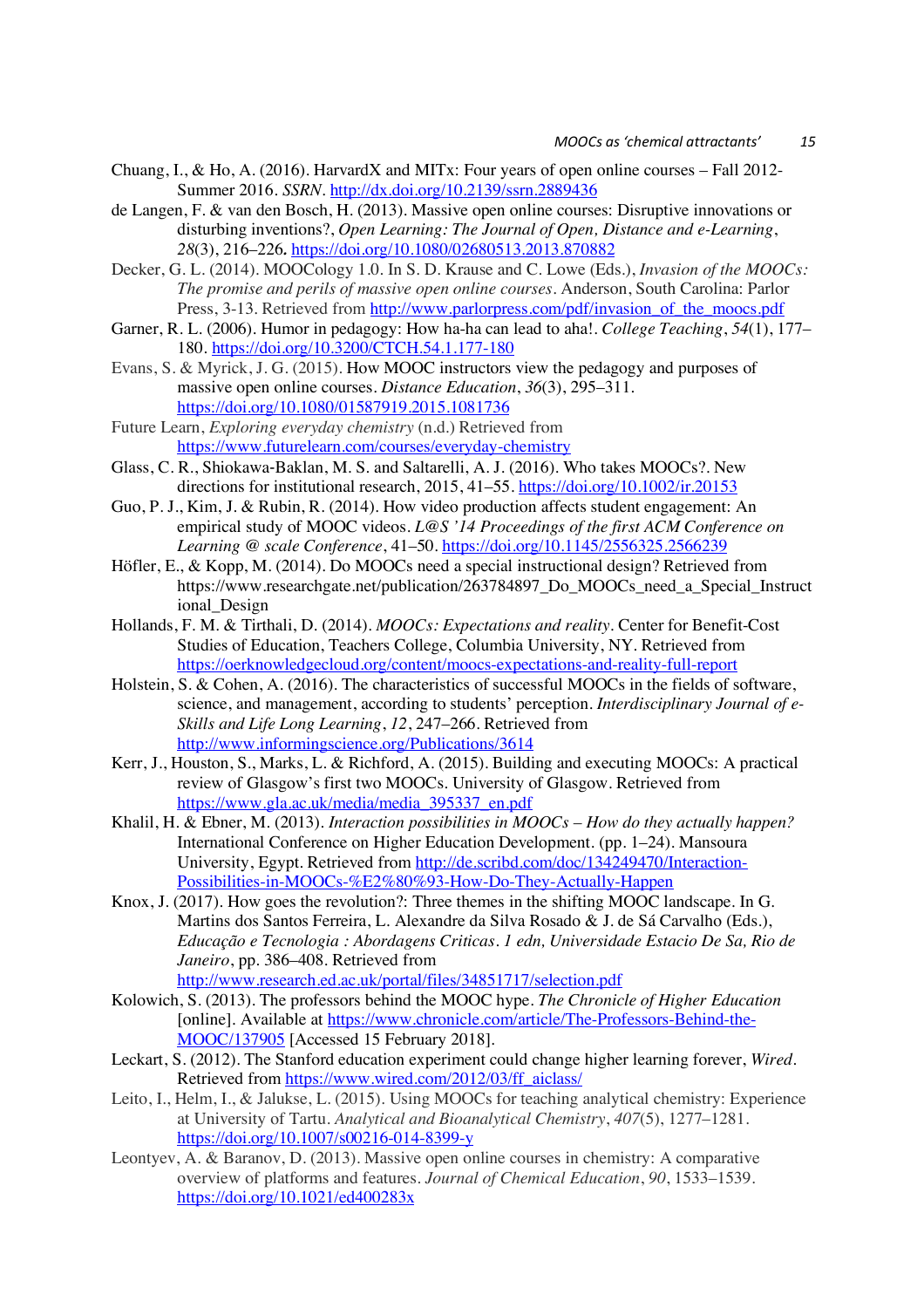Chuang, I., & Ho, A. (2016). HarvardX and MITx: Four years of open online courses – Fall 2012-Summer 2016. *SSRN*. http://dx.doi.org/10.2139/ssrn.2889436

de Langen, F. & van den Bosch, H. (2013). Massive open online courses: Disruptive innovations or disturbing inventions?, *Open Learning: The Journal of Open, Distance and e-Learning*, *28*(3), 216–226. https://doi.org/10.1080/02680513.2013.870882

Decker, G. L. (2014). MOOCology 1.0. In S. D. Krause and C. Lowe (Eds.), *Invasion of the MOOCs: The promise and perils of massive open online courses*. Anderson, South Carolina: Parlor Press, 3-13. Retrieved from http://www.parlorpress.com/pdf/invasion_of_the_moocs.pdf

Garner, R. L. (2006). Humor in pedagogy: How ha-ha can lead to aha!. *College Teaching*, *54*(1), 177–180. https://doi.org/10.3200/CTCH.54.1.177-180

Evans, S. & Myrick, J. G. (2015). How MOOC instructors view the pedagogy and purposes of massive open online courses. *Distance Education*, *36*(3), 295–311. https://doi.org/10.1080/01587919.2015.1081736

Future Learn, *Exploring everyday chemistry* (n.d.) Retrieved from https://www.futurelearn.com/courses/everyday-chemistry

Glass, C. R., Shiokawa-Baklan, M. S. and Saltarelli, A. J. (2016). Who takes MOOCs?. New directions for institutional research, 2015, 41–55. https://doi.org/10.1002/ir.20153

Guo, P. J., Kim, J. & Rubin, R. (2014). How video production affects student engagement: An empirical study of MOOC videos. *L@S '14 Proceedings of the first ACM Conference on Learning @ scale Conference*, 41–50. https://doi.org/10.1145/2556325.2566239

Höfler, E., & Kopp, M. (2014). Do MOOCs need a special instructional design? Retrieved from https://www.researchgate.net/publication/263784897_Do_MOOCs_need_a_Special_Instructional_Design

Hollands, F. M. & Tirthali, D. (2014). *MOOCs: Expectations and reality*. Center for Benefit-Cost Studies of Education, Teachers College, Columbia University, NY. Retrieved from https://oerknowledgecloud.org/content/moocs-expectations-and-reality-full-report

Holstein, S. & Cohen, A. (2016). The characteristics of successful MOOCs in the fields of software, science, and management, according to students' perception. *Interdisciplinary Journal of e-Skills and Life Long Learning*, *12*, 247–266. Retrieved from http://www.informingscience.org/Publications/3614

Kerr, J., Houston, S., Marks, L. & Richford, A. (2015). Building and executing MOOCs: A practical review of Glasgow's first two MOOCs. University of Glasgow. Retrieved from https://www.gla.ac.uk/media/media_395337_en.pdf

Khalil, H. & Ebner, M. (2013). *Interaction possibilities in MOOCs – How do they actually happen?* International Conference on Higher Education Development. (pp. 1–24). Mansoura University, Egypt. Retrieved from http://de.scribd.com/doc/134249470/Interaction-Possibilities-in-MOOCs-%E2%80%93-How-Do-They-Actually-Happen

Knox, J. (2017). How goes the revolution?: Three themes in the shifting MOOC landscape. In G. Martins dos Santos Ferreira, L. Alexandre da Silva Rosado & J. de Sá Carvalho (Eds.), *Educação e Tecnologia : Abordagens Criticas. 1 edn, Universidade Estacio De Sa, Rio de Janeiro*, pp. 386–408. Retrieved from http://www.research.ed.ac.uk/portal/files/34851717/selection.pdf

Kolowich, S. (2013). The professors behind the MOOC hype. *The Chronicle of Higher Education* [online]. Available at https://www.chronicle.com/article/The-Professors-Behind-the-MOOC/137905 [Accessed 15 February 2018].

Leckart, S. (2012). The Stanford education experiment could change higher learning forever, *Wired*. Retrieved from https://www.wired.com/2012/03/ff_aiclass/

Leito, I., Helm, I., & Jalukse, L. (2015). Using MOOCs for teaching analytical chemistry: Experience at University of Tartu. *Analytical and Bioanalytical Chemistry*, *407*(5), 1277–1281. https://doi.org/10.1007/s00216-014-8399-y

Leontyev, A. & Baranov, D. (2013). Massive open online courses in chemistry: A comparative overview of platforms and features. *Journal of Chemical Education*, *90*, 1533–1539. https://doi.org/10.1021/ed400283x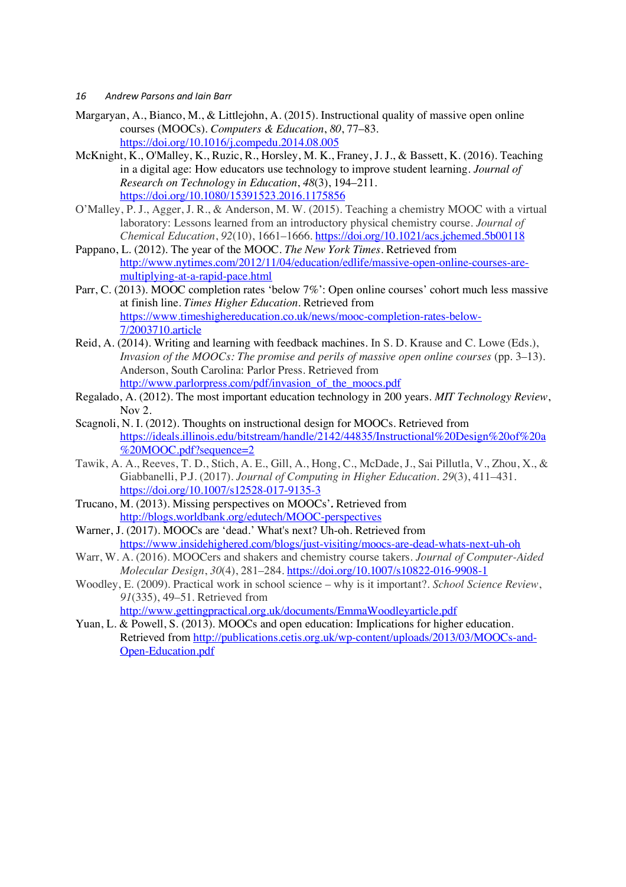Margaryan, A., Bianco, M., & Littlejohn, A. (2015). Instructional quality of massive open online courses (MOOCs). *Computers & Education*, *80*, 77–83. https://doi.org/10.1016/j.compedu.2014.08.005

McKnight, K., O'Malley, K., Ruzic, R., Horsley, M. K., Franey, J. J., & Bassett, K. (2016). Teaching in a digital age: How educators use technology to improve student learning. *Journal of Research on Technology in Education*, *48*(3), 194–211. https://doi.org/10.1080/15391523.2016.1175856

O'Malley, P. J., Agger, J. R., & Anderson, M. W. (2015). Teaching a chemistry MOOC with a virtual laboratory: Lessons learned from an introductory physical chemistry course. *Journal of Chemical Education*, *92*(10), 1661–1666. https://doi.org/10.1021/acs.jchemed.5b00118

Pappano, L. (2012). The year of the MOOC. *The New York Times*. Retrieved from http://www.nytimes.com/2012/11/04/education/edlife/massive-open-online-courses-are-multiplying-at-a-rapid-pace.html

Parr, C. (2013). MOOC completion rates 'below 7%': Open online courses' cohort much less massive at finish line. *Times Higher Education*. Retrieved from https://www.timeshighereducation.co.uk/news/mooc-completion-rates-below-7/2003710.article

Reid, A. (2014). Writing and learning with feedback machines. In S. D. Krause and C. Lowe (Eds.), *Invasion of the MOOCs: The promise and perils of massive open online courses* (pp. 3–13). Anderson, South Carolina: Parlor Press. Retrieved from http://www.parlorpress.com/pdf/invasion_of_the_moocs.pdf

Regalado, A. (2012). The most important education technology in 200 years. *MIT Technology Review*, Nov 2.

Scagnoli, N. I. (2012). Thoughts on instructional design for MOOCs. Retrieved from https://ideals.illinois.edu/bitstream/handle/2142/44835/Instructional%20Design%20of%20a%20MOOC.pdf?sequence=2

Tawik, A. A., Reeves, T. D., Stich, A. E., Gill, A., Hong, C., McDade, J., Sai Pillutla, V., Zhou, X., & Giabbanelli, P.J. (2017). *Journal of Computing in Higher Education*. *29*(3), 411–431. https://doi.org/10.1007/s12528-017-9135-3

Trucano, M. (2013). Missing perspectives on MOOCs'**.** Retrieved from http://blogs.worldbank.org/edutech/MOOC-perspectives

Warner, J. (2017). MOOCs are 'dead.' What's next? Uh-oh. Retrieved from https://www.insidehighered.com/blogs/just-visiting/moocs-are-dead-whats-next-uh-oh

Warr, W. A. (2016). MOOCers and shakers and chemistry course takers. *Journal of Computer-Aided Molecular Design*, *30*(4), 281–284. https://doi.org/10.1007/s10822-016-9908-1

Woodley, E. (2009). Practical work in school science – why is it important?. *School Science Review*, *91*(335), 49–51. Retrieved from http://www.gettingpractical.org.uk/documents/EmmaWoodleyarticle.pdf

Yuan, L. & Powell, S. (2013). MOOCs and open education: Implications for higher education. Retrieved from http://publications.cetis.org.uk/wp-content/uploads/2013/03/MOOCs-and-Open-Education.pdf